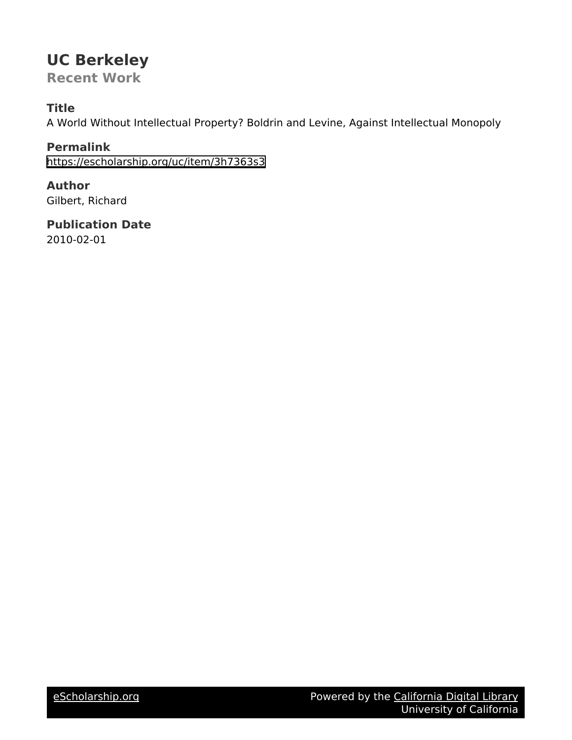# UC Berkeley

## Recent Work

### Title

A World Without Intellectual Property? Boldrin and Levine, Against Intellectual Monopoly

### Permalink

https://escholarship.org/uc/item/3h7363s3

### Author

Gilbert, Richard

### Publication Date

2010-02-01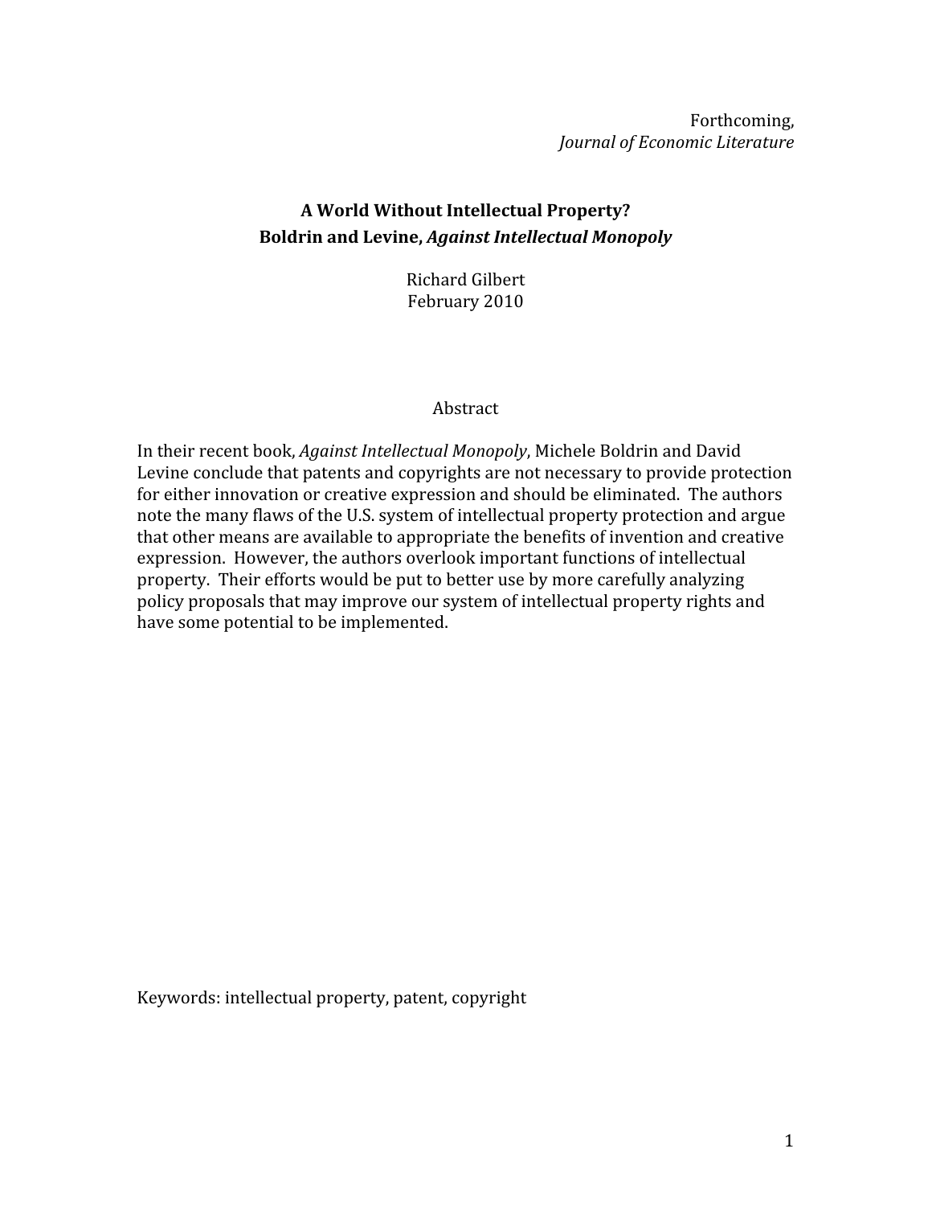Forthcoming,
*Journal of Economic Literature*

**A World Without Intellectual Property?**
**Boldrin and Levine, *Against Intellectual Monopoly***

Richard Gilbert
February 2010

Abstract

In their recent book, *Against Intellectual Monopoly*, Michele Boldrin and David Levine conclude that patents and copyrights are not necessary to provide protection for either innovation or creative expression and should be eliminated. The authors note the many flaws of the U.S. system of intellectual property protection and argue that other means are available to appropriate the benefits of invention and creative expression. However, the authors overlook important functions of intellectual property. Their efforts would be put to better use by more carefully analyzing policy proposals that may improve our system of intellectual property rights and have some potential to be implemented.

Keywords: intellectual property, patent, copyright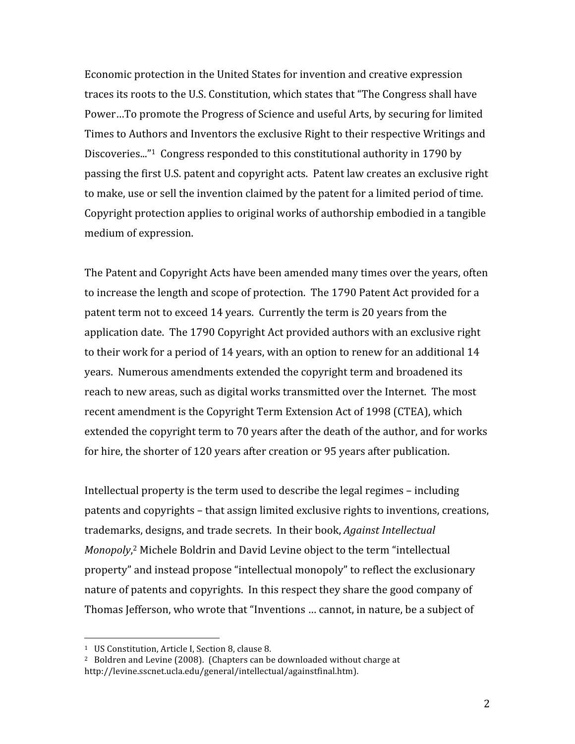Economic protection in the United States for invention and creative expression traces its roots to the U.S. Constitution, which states that "The Congress shall have Power…To promote the Progress of Science and useful Arts, by securing for limited Times to Authors and Inventors the exclusive Right to their respective Writings and Discoveries..."[1] Congress responded to this constitutional authority in 1790 by passing the first U.S. patent and copyright acts. Patent law creates an exclusive right to make, use or sell the invention claimed by the patent for a limited period of time. Copyright protection applies to original works of authorship embodied in a tangible medium of expression.

The Patent and Copyright Acts have been amended many times over the years, often to increase the length and scope of protection. The 1790 Patent Act provided for a patent term not to exceed 14 years. Currently the term is 20 years from the application date. The 1790 Copyright Act provided authors with an exclusive right to their work for a period of 14 years, with an option to renew for an additional 14 years. Numerous amendments extended the copyright term and broadened its reach to new areas, such as digital works transmitted over the Internet. The most recent amendment is the Copyright Term Extension Act of 1998 (CTEA), which extended the copyright term to 70 years after the death of the author, and for works for hire, the shorter of 120 years after creation or 95 years after publication.

Intellectual property is the term used to describe the legal regimes – including patents and copyrights – that assign limited exclusive rights to inventions, creations, trademarks, designs, and trade secrets. In their book, *Against Intellectual Monopoly*,[2] Michele Boldrin and David Levine object to the term "intellectual property" and instead propose "intellectual monopoly" to reflect the exclusionary nature of patents and copyrights. In this respect they share the good company of Thomas Jefferson, who wrote that "Inventions … cannot, in nature, be a subject of

---

[1] US Constitution, Article I, Section 8, clause 8.

[2] Boldren and Levine (2008). (Chapters can be downloaded without charge at http://levine.sscnet.ucla.edu/general/intellectual/againstfinal.htm).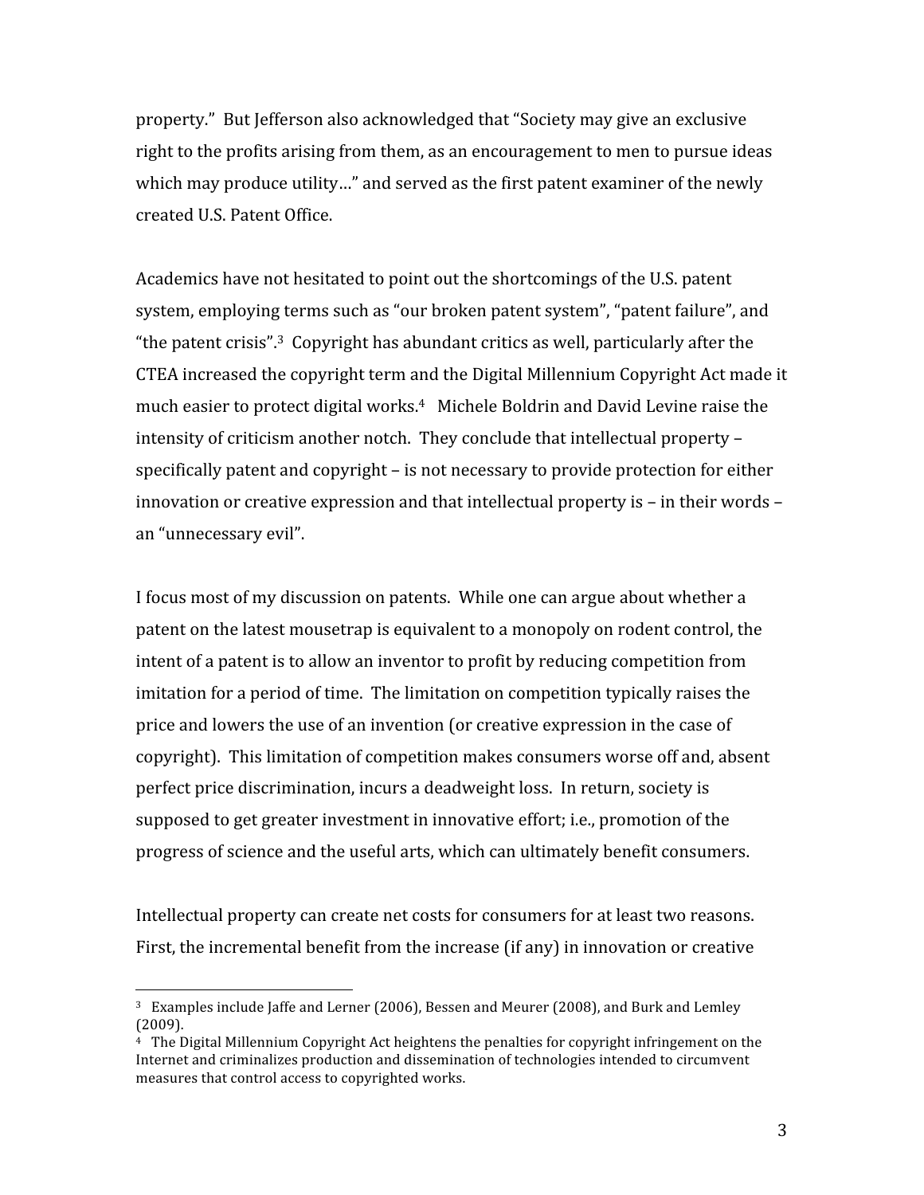property." But Jefferson also acknowledged that "Society may give an exclusive right to the profits arising from them, as an encouragement to men to pursue ideas which may produce utility…" and served as the first patent examiner of the newly created U.S. Patent Office.

Academics have not hesitated to point out the shortcomings of the U.S. patent system, employing terms such as "our broken patent system", "patent failure", and "the patent crisis".[3] Copyright has abundant critics as well, particularly after the CTEA increased the copyright term and the Digital Millennium Copyright Act made it much easier to protect digital works.[4] Michele Boldrin and David Levine raise the intensity of criticism another notch. They conclude that intellectual property – specifically patent and copyright – is not necessary to provide protection for either innovation or creative expression and that intellectual property is – in their words – an "unnecessary evil".

I focus most of my discussion on patents. While one can argue about whether a patent on the latest mousetrap is equivalent to a monopoly on rodent control, the intent of a patent is to allow an inventor to profit by reducing competition from imitation for a period of time. The limitation on competition typically raises the price and lowers the use of an invention (or creative expression in the case of copyright). This limitation of competition makes consumers worse off and, absent perfect price discrimination, incurs a deadweight loss. In return, society is supposed to get greater investment in innovative effort; i.e., promotion of the progress of science and the useful arts, which can ultimately benefit consumers.

Intellectual property can create net costs for consumers for at least two reasons. First, the incremental benefit from the increase (if any) in innovation or creative

---

[3] Examples include Jaffe and Lerner (2006), Bessen and Meurer (2008), and Burk and Lemley (2009).

[4] The Digital Millennium Copyright Act heightens the penalties for copyright infringement on the Internet and criminalizes production and dissemination of technologies intended to circumvent measures that control access to copyrighted works.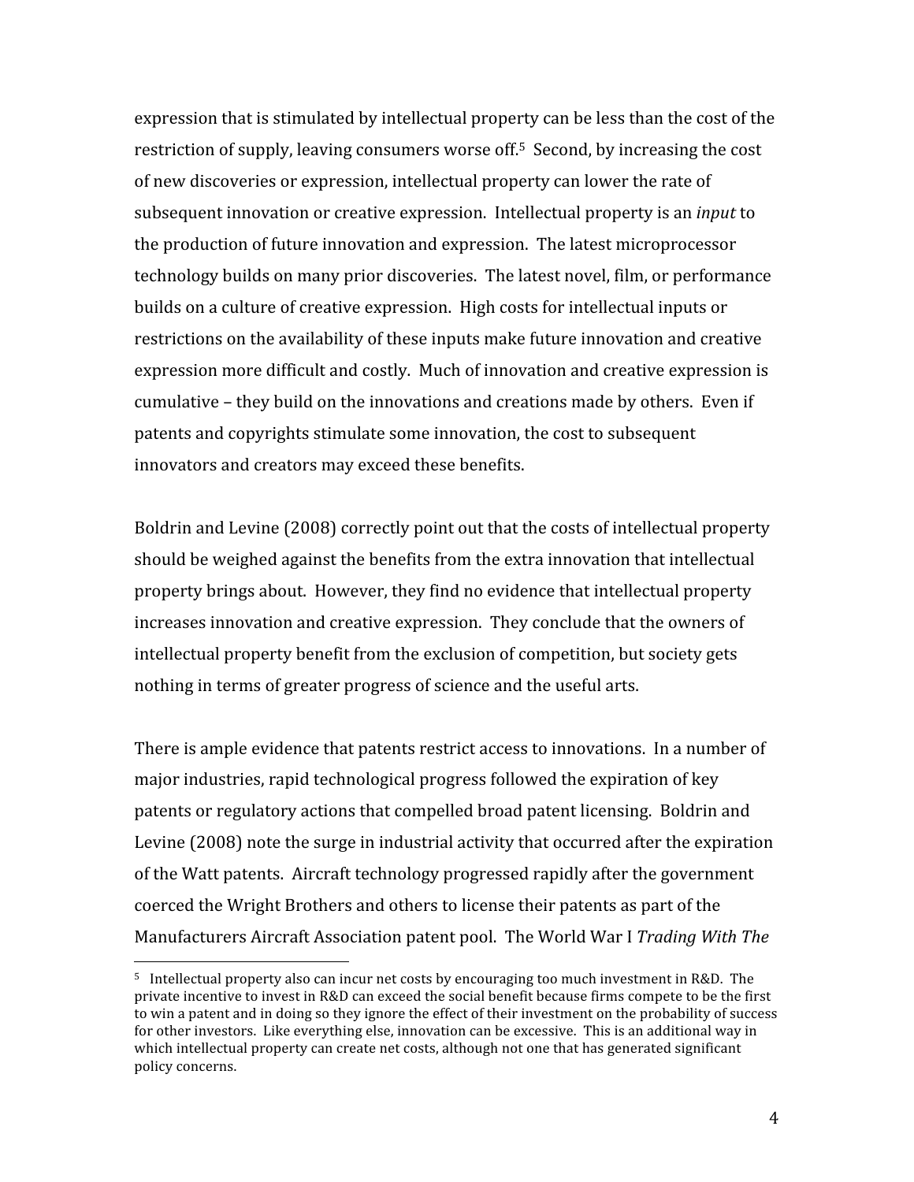expression that is stimulated by intellectual property can be less than the cost of the restriction of supply, leaving consumers worse off.[5] Second, by increasing the cost of new discoveries or expression, intellectual property can lower the rate of subsequent innovation or creative expression. Intellectual property is an *input* to the production of future innovation and expression. The latest microprocessor technology builds on many prior discoveries. The latest novel, film, or performance builds on a culture of creative expression. High costs for intellectual inputs or restrictions on the availability of these inputs make future innovation and creative expression more difficult and costly. Much of innovation and creative expression is cumulative – they build on the innovations and creations made by others. Even if patents and copyrights stimulate some innovation, the cost to subsequent innovators and creators may exceed these benefits.

Boldrin and Levine (2008) correctly point out that the costs of intellectual property should be weighed against the benefits from the extra innovation that intellectual property brings about. However, they find no evidence that intellectual property increases innovation and creative expression. They conclude that the owners of intellectual property benefit from the exclusion of competition, but society gets nothing in terms of greater progress of science and the useful arts.

There is ample evidence that patents restrict access to innovations. In a number of major industries, rapid technological progress followed the expiration of key patents or regulatory actions that compelled broad patent licensing. Boldrin and Levine (2008) note the surge in industrial activity that occurred after the expiration of the Watt patents. Aircraft technology progressed rapidly after the government coerced the Wright Brothers and others to license their patents as part of the Manufacturers Aircraft Association patent pool. The World War I *Trading With The*

---

[5] Intellectual property also can incur net costs by encouraging too much investment in R&D. The private incentive to invest in R&D can exceed the social benefit because firms compete to be the first to win a patent and in doing so they ignore the effect of their investment on the probability of success for other investors. Like everything else, innovation can be excessive. This is an additional way in which intellectual property can create net costs, although not one that has generated significant policy concerns.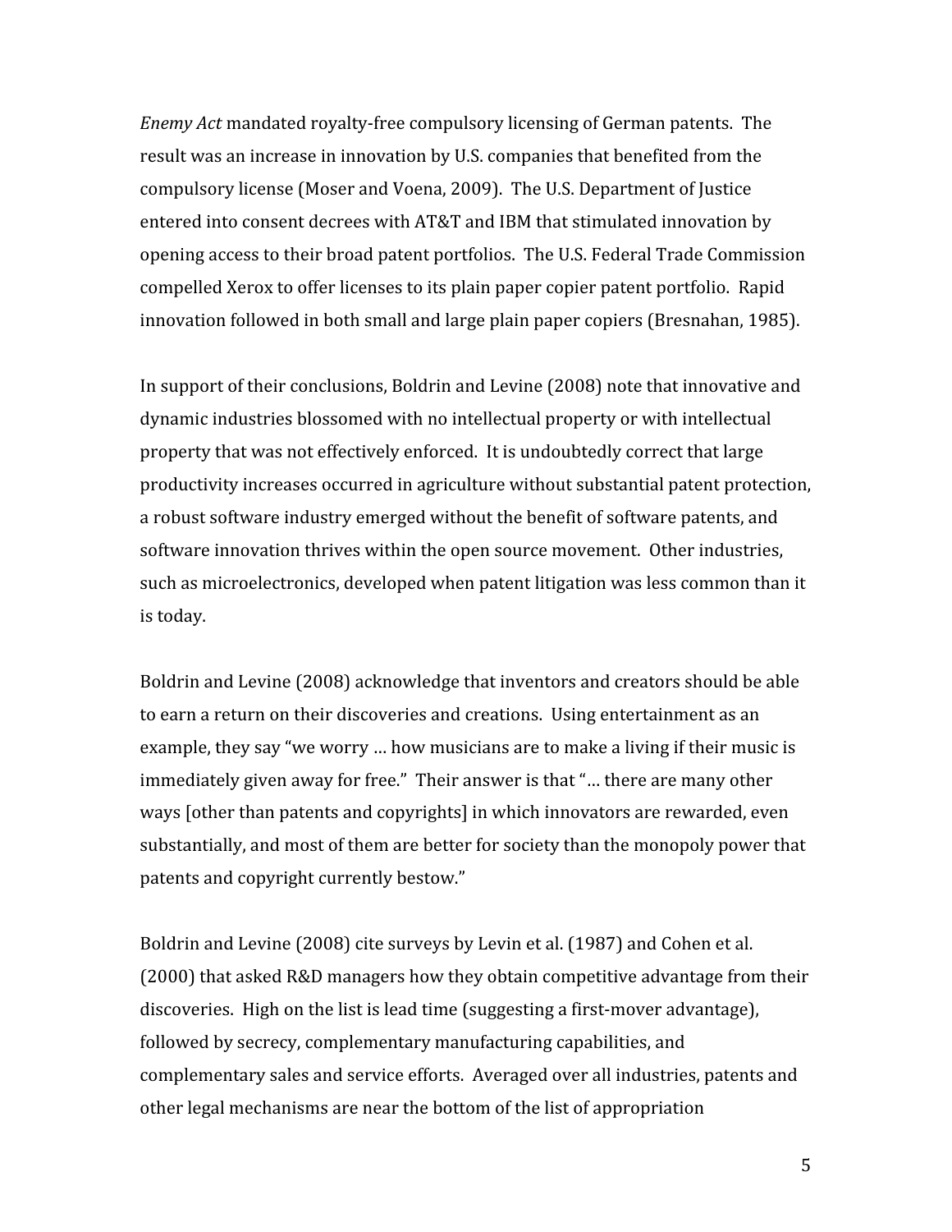*Enemy Act* mandated royalty-free compulsory licensing of German patents. The result was an increase in innovation by U.S. companies that benefited from the compulsory license (Moser and Voena, 2009). The U.S. Department of Justice entered into consent decrees with AT&T and IBM that stimulated innovation by opening access to their broad patent portfolios. The U.S. Federal Trade Commission compelled Xerox to offer licenses to its plain paper copier patent portfolio. Rapid innovation followed in both small and large plain paper copiers (Bresnahan, 1985).

In support of their conclusions, Boldrin and Levine (2008) note that innovative and dynamic industries blossomed with no intellectual property or with intellectual property that was not effectively enforced. It is undoubtedly correct that large productivity increases occurred in agriculture without substantial patent protection, a robust software industry emerged without the benefit of software patents, and software innovation thrives within the open source movement. Other industries, such as microelectronics, developed when patent litigation was less common than it is today.

Boldrin and Levine (2008) acknowledge that inventors and creators should be able to earn a return on their discoveries and creations. Using entertainment as an example, they say "we worry … how musicians are to make a living if their music is immediately given away for free." Their answer is that "… there are many other ways [other than patents and copyrights] in which innovators are rewarded, even substantially, and most of them are better for society than the monopoly power that patents and copyright currently bestow."

Boldrin and Levine (2008) cite surveys by Levin et al. (1987) and Cohen et al. (2000) that asked R&D managers how they obtain competitive advantage from their discoveries. High on the list is lead time (suggesting a first-mover advantage), followed by secrecy, complementary manufacturing capabilities, and complementary sales and service efforts. Averaged over all industries, patents and other legal mechanisms are near the bottom of the list of appropriation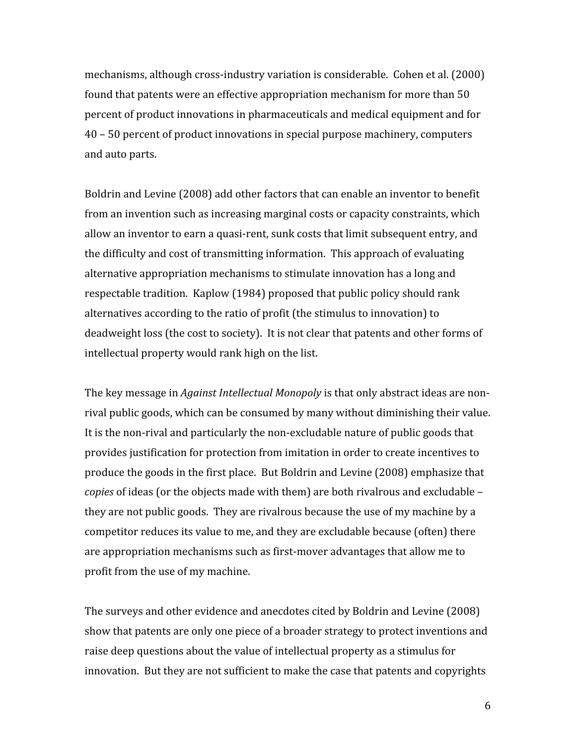mechanisms, although cross-industry variation is considerable. Cohen et al. (2000) found that patents were an effective appropriation mechanism for more than 50 percent of product innovations in pharmaceuticals and medical equipment and for 40 – 50 percent of product innovations in special purpose machinery, computers and auto parts.

Boldrin and Levine (2008) add other factors that can enable an inventor to benefit from an invention such as increasing marginal costs or capacity constraints, which allow an inventor to earn a quasi-rent, sunk costs that limit subsequent entry, and the difficulty and cost of transmitting information. This approach of evaluating alternative appropriation mechanisms to stimulate innovation has a long and respectable tradition. Kaplow (1984) proposed that public policy should rank alternatives according to the ratio of profit (the stimulus to innovation) to deadweight loss (the cost to society). It is not clear that patents and other forms of intellectual property would rank high on the list.

The key message in *Against Intellectual Monopoly* is that only abstract ideas are non-rival public goods, which can be consumed by many without diminishing their value. It is the non-rival and particularly the non-excludable nature of public goods that provides justification for protection from imitation in order to create incentives to produce the goods in the first place. But Boldrin and Levine (2008) emphasize that *copies* of ideas (or the objects made with them) are both rivalrous and excludable – they are not public goods. They are rivalrous because the use of my machine by a competitor reduces its value to me, and they are excludable because (often) there are appropriation mechanisms such as first-mover advantages that allow me to profit from the use of my machine.

The surveys and other evidence and anecdotes cited by Boldrin and Levine (2008) show that patents are only one piece of a broader strategy to protect inventions and raise deep questions about the value of intellectual property as a stimulus for innovation. But they are not sufficient to make the case that patents and copyrights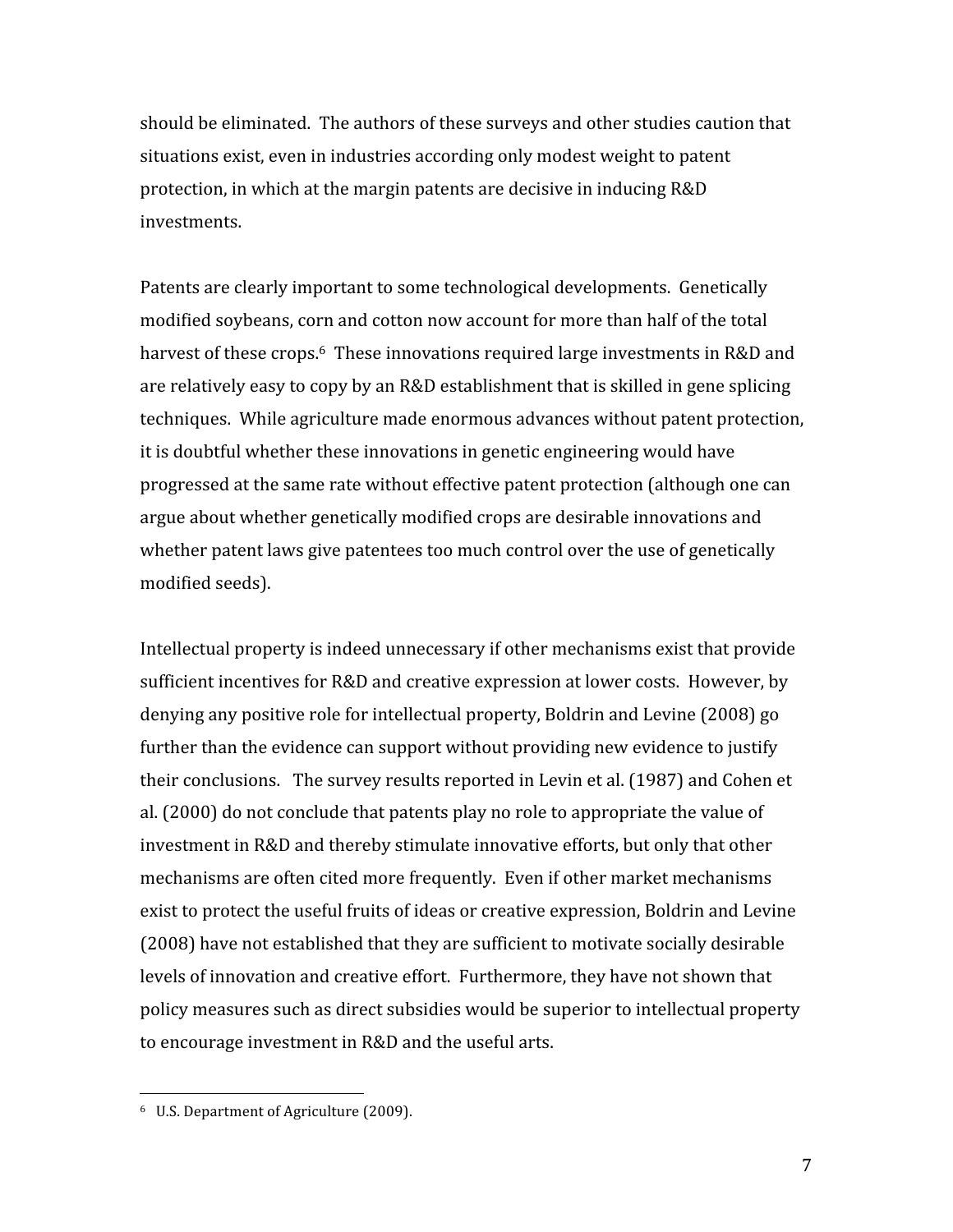should be eliminated. The authors of these surveys and other studies caution that situations exist, even in industries according only modest weight to patent protection, in which at the margin patents are decisive in inducing R&D investments.

Patents are clearly important to some technological developments. Genetically modified soybeans, corn and cotton now account for more than half of the total harvest of these crops.[6] These innovations required large investments in R&D and are relatively easy to copy by an R&D establishment that is skilled in gene splicing techniques. While agriculture made enormous advances without patent protection, it is doubtful whether these innovations in genetic engineering would have progressed at the same rate without effective patent protection (although one can argue about whether genetically modified crops are desirable innovations and whether patent laws give patentees too much control over the use of genetically modified seeds).

Intellectual property is indeed unnecessary if other mechanisms exist that provide sufficient incentives for R&D and creative expression at lower costs. However, by denying any positive role for intellectual property, Boldrin and Levine (2008) go further than the evidence can support without providing new evidence to justify their conclusions. The survey results reported in Levin et al. (1987) and Cohen et al. (2000) do not conclude that patents play no role to appropriate the value of investment in R&D and thereby stimulate innovative efforts, but only that other mechanisms are often cited more frequently. Even if other market mechanisms exist to protect the useful fruits of ideas or creative expression, Boldrin and Levine (2008) have not established that they are sufficient to motivate socially desirable levels of innovation and creative effort. Furthermore, they have not shown that policy measures such as direct subsidies would be superior to intellectual property to encourage investment in R&D and the useful arts.

[6] U.S. Department of Agriculture (2009).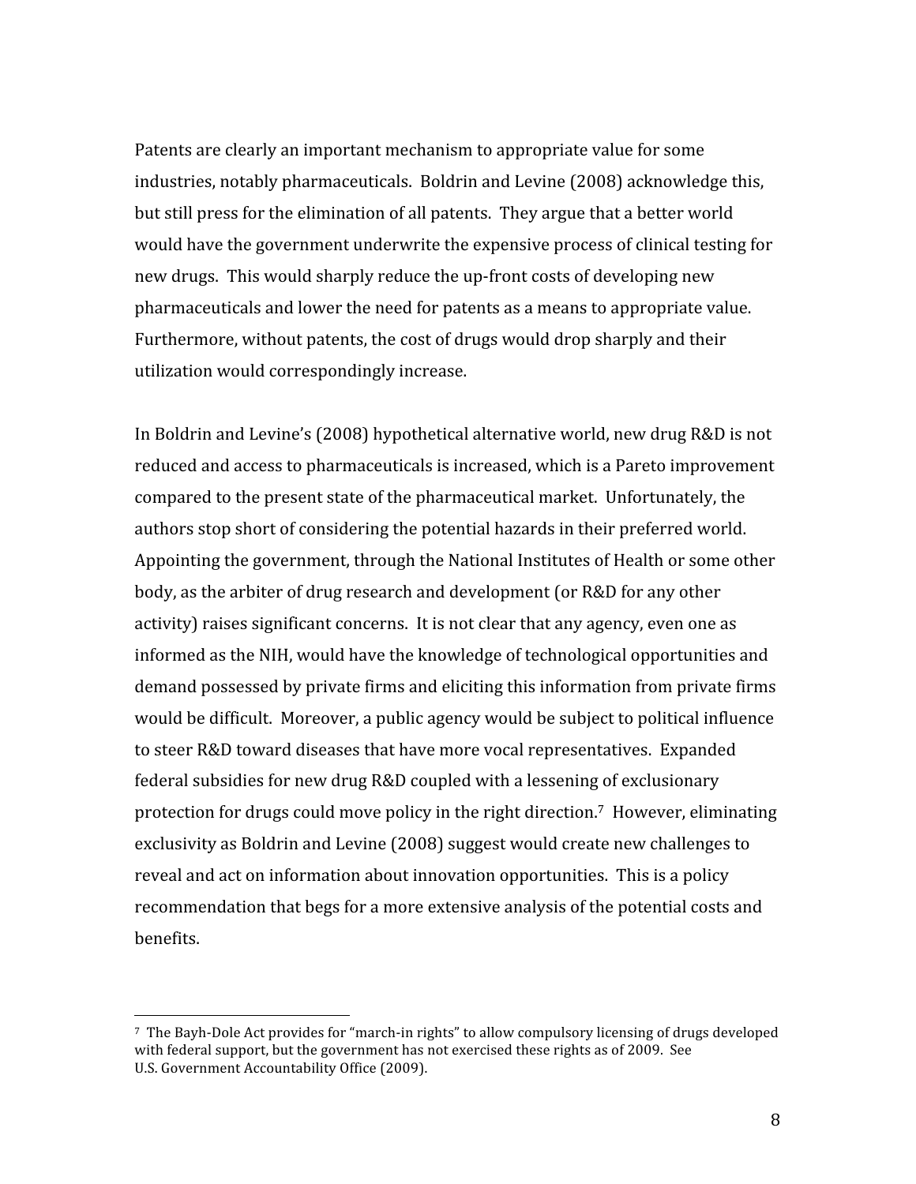Patents are clearly an important mechanism to appropriate value for some industries, notably pharmaceuticals. Boldrin and Levine (2008) acknowledge this, but still press for the elimination of all patents. They argue that a better world would have the government underwrite the expensive process of clinical testing for new drugs. This would sharply reduce the up-front costs of developing new pharmaceuticals and lower the need for patents as a means to appropriate value. Furthermore, without patents, the cost of drugs would drop sharply and their utilization would correspondingly increase.

In Boldrin and Levine's (2008) hypothetical alternative world, new drug R&D is not reduced and access to pharmaceuticals is increased, which is a Pareto improvement compared to the present state of the pharmaceutical market. Unfortunately, the authors stop short of considering the potential hazards in their preferred world. Appointing the government, through the National Institutes of Health or some other body, as the arbiter of drug research and development (or R&D for any other activity) raises significant concerns. It is not clear that any agency, even one as informed as the NIH, would have the knowledge of technological opportunities and demand possessed by private firms and eliciting this information from private firms would be difficult. Moreover, a public agency would be subject to political influence to steer R&D toward diseases that have more vocal representatives. Expanded federal subsidies for new drug R&D coupled with a lessening of exclusionary protection for drugs could move policy in the right direction.[7] However, eliminating exclusivity as Boldrin and Levine (2008) suggest would create new challenges to reveal and act on information about innovation opportunities. This is a policy recommendation that begs for a more extensive analysis of the potential costs and benefits.

---

[7] The Bayh-Dole Act provides for "march-in rights" to allow compulsory licensing of drugs developed with federal support, but the government has not exercised these rights as of 2009. See U.S. Government Accountability Office (2009).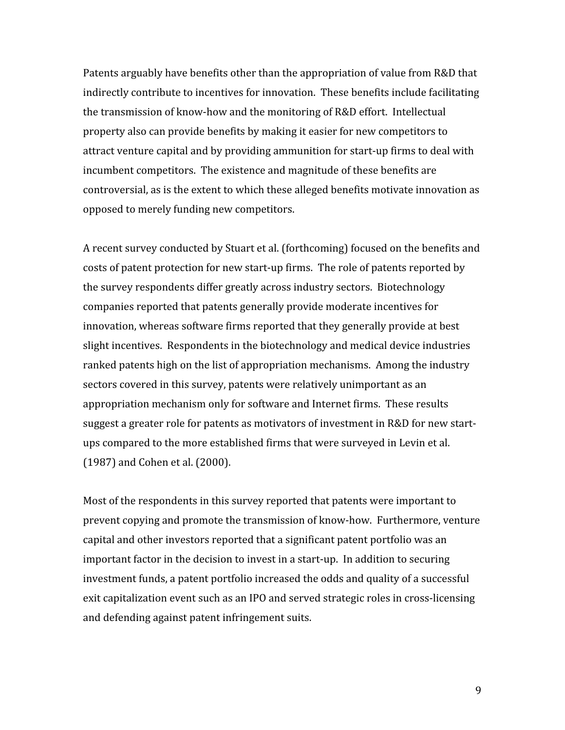Patents arguably have benefits other than the appropriation of value from R&D that indirectly contribute to incentives for innovation. These benefits include facilitating the transmission of know-how and the monitoring of R&D effort. Intellectual property also can provide benefits by making it easier for new competitors to attract venture capital and by providing ammunition for start-up firms to deal with incumbent competitors. The existence and magnitude of these benefits are controversial, as is the extent to which these alleged benefits motivate innovation as opposed to merely funding new competitors.

A recent survey conducted by Stuart et al. (forthcoming) focused on the benefits and costs of patent protection for new start-up firms. The role of patents reported by the survey respondents differ greatly across industry sectors. Biotechnology companies reported that patents generally provide moderate incentives for innovation, whereas software firms reported that they generally provide at best slight incentives. Respondents in the biotechnology and medical device industries ranked patents high on the list of appropriation mechanisms. Among the industry sectors covered in this survey, patents were relatively unimportant as an appropriation mechanism only for software and Internet firms. These results suggest a greater role for patents as motivators of investment in R&D for new start-ups compared to the more established firms that were surveyed in Levin et al. (1987) and Cohen et al. (2000).

Most of the respondents in this survey reported that patents were important to prevent copying and promote the transmission of know-how. Furthermore, venture capital and other investors reported that a significant patent portfolio was an important factor in the decision to invest in a start-up. In addition to securing investment funds, a patent portfolio increased the odds and quality of a successful exit capitalization event such as an IPO and served strategic roles in cross-licensing and defending against patent infringement suits.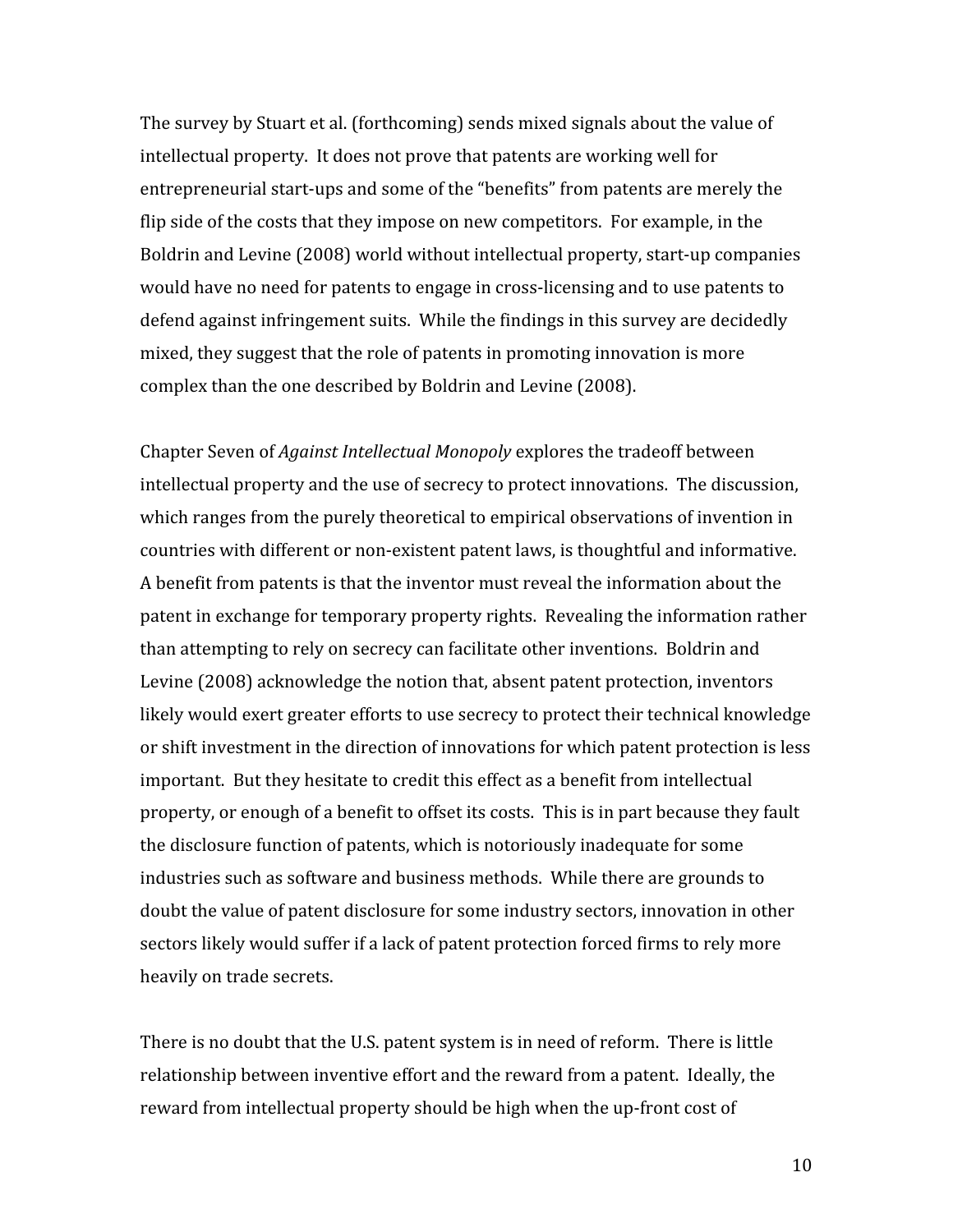The survey by Stuart et al. (forthcoming) sends mixed signals about the value of intellectual property. It does not prove that patents are working well for entrepreneurial start-ups and some of the "benefits" from patents are merely the flip side of the costs that they impose on new competitors. For example, in the Boldrin and Levine (2008) world without intellectual property, start-up companies would have no need for patents to engage in cross-licensing and to use patents to defend against infringement suits. While the findings in this survey are decidedly mixed, they suggest that the role of patents in promoting innovation is more complex than the one described by Boldrin and Levine (2008).

Chapter Seven of *Against Intellectual Monopoly* explores the tradeoff between intellectual property and the use of secrecy to protect innovations. The discussion, which ranges from the purely theoretical to empirical observations of invention in countries with different or non-existent patent laws, is thoughtful and informative. A benefit from patents is that the inventor must reveal the information about the patent in exchange for temporary property rights. Revealing the information rather than attempting to rely on secrecy can facilitate other inventions. Boldrin and Levine (2008) acknowledge the notion that, absent patent protection, inventors likely would exert greater efforts to use secrecy to protect their technical knowledge or shift investment in the direction of innovations for which patent protection is less important. But they hesitate to credit this effect as a benefit from intellectual property, or enough of a benefit to offset its costs. This is in part because they fault the disclosure function of patents, which is notoriously inadequate for some industries such as software and business methods. While there are grounds to doubt the value of patent disclosure for some industry sectors, innovation in other sectors likely would suffer if a lack of patent protection forced firms to rely more heavily on trade secrets.

There is no doubt that the U.S. patent system is in need of reform. There is little relationship between inventive effort and the reward from a patent. Ideally, the reward from intellectual property should be high when the up-front cost of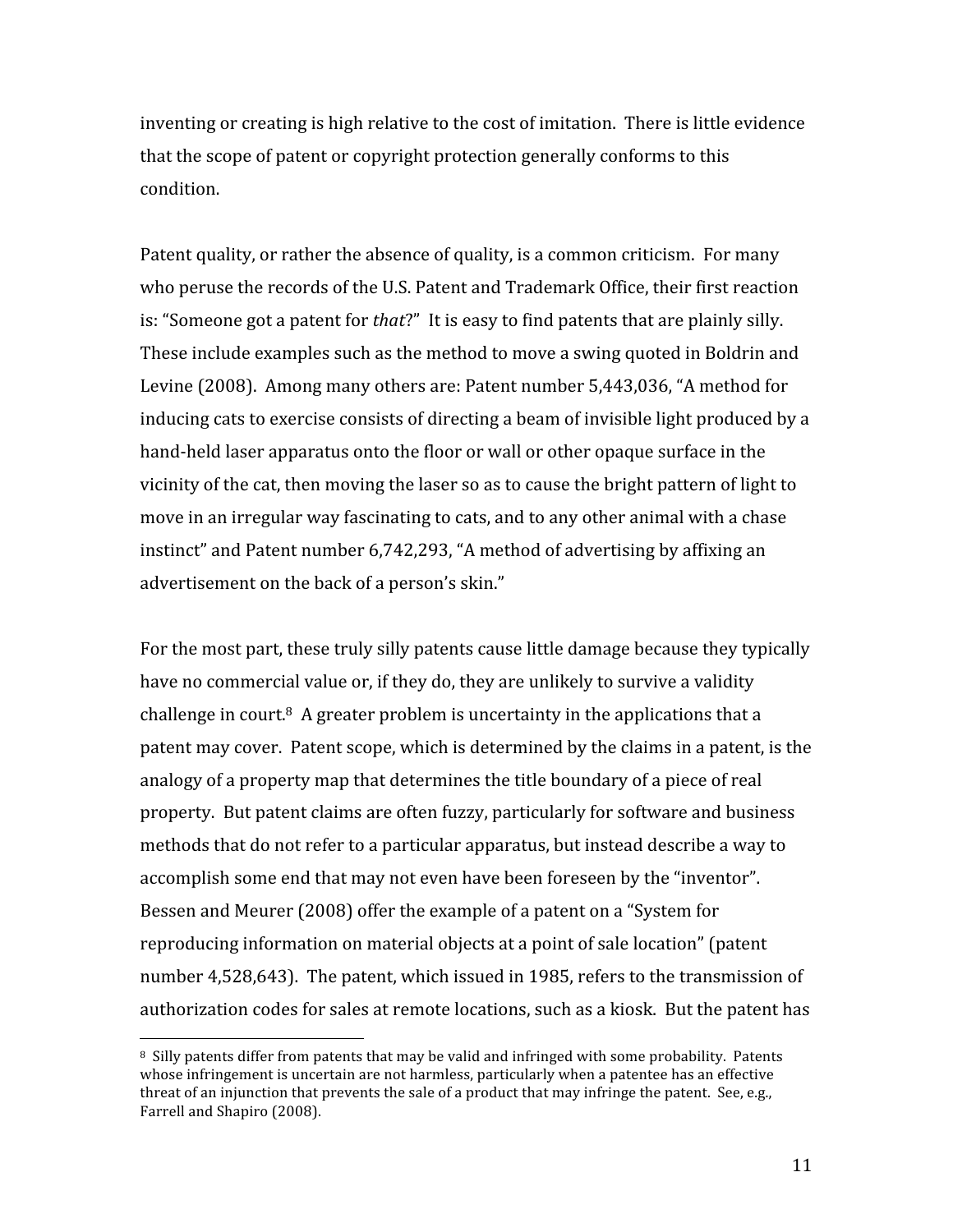inventing or creating is high relative to the cost of imitation. There is little evidence that the scope of patent or copyright protection generally conforms to this condition.

Patent quality, or rather the absence of quality, is a common criticism. For many who peruse the records of the U.S. Patent and Trademark Office, their first reaction is: "Someone got a patent for *that*?" It is easy to find patents that are plainly silly. These include examples such as the method to move a swing quoted in Boldrin and Levine (2008). Among many others are: Patent number 5,443,036, "A method for inducing cats to exercise consists of directing a beam of invisible light produced by a hand-held laser apparatus onto the floor or wall or other opaque surface in the vicinity of the cat, then moving the laser so as to cause the bright pattern of light to move in an irregular way fascinating to cats, and to any other animal with a chase instinct" and Patent number 6,742,293, "A method of advertising by affixing an advertisement on the back of a person's skin."

For the most part, these truly silly patents cause little damage because they typically have no commercial value or, if they do, they are unlikely to survive a validity challenge in court.[8] A greater problem is uncertainty in the applications that a patent may cover. Patent scope, which is determined by the claims in a patent, is the analogy of a property map that determines the title boundary of a piece of real property. But patent claims are often fuzzy, particularly for software and business methods that do not refer to a particular apparatus, but instead describe a way to accomplish some end that may not even have been foreseen by the "inventor". Bessen and Meurer (2008) offer the example of a patent on a "System for reproducing information on material objects at a point of sale location" (patent number 4,528,643). The patent, which issued in 1985, refers to the transmission of authorization codes for sales at remote locations, such as a kiosk. But the patent has

[8] Silly patents differ from patents that may be valid and infringed with some probability. Patents whose infringement is uncertain are not harmless, particularly when a patentee has an effective threat of an injunction that prevents the sale of a product that may infringe the patent. See, e.g., Farrell and Shapiro (2008).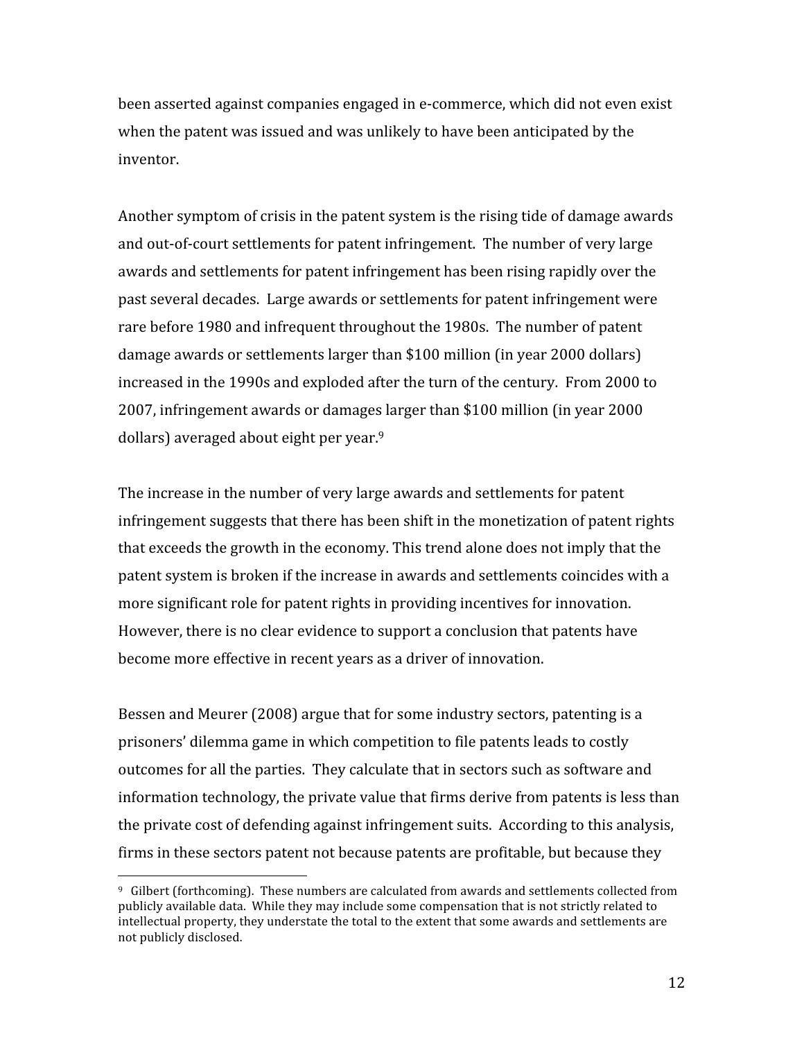been asserted against companies engaged in e-commerce, which did not even exist when the patent was issued and was unlikely to have been anticipated by the inventor.

Another symptom of crisis in the patent system is the rising tide of damage awards and out-of-court settlements for patent infringement. The number of very large awards and settlements for patent infringement has been rising rapidly over the past several decades. Large awards or settlements for patent infringement were rare before 1980 and infrequent throughout the 1980s. The number of patent damage awards or settlements larger than $100 million (in year 2000 dollars) increased in the 1990s and exploded after the turn of the century. From 2000 to 2007, infringement awards or damages larger than $100 million (in year 2000 dollars) averaged about eight per year.[9]

The increase in the number of very large awards and settlements for patent infringement suggests that there has been shift in the monetization of patent rights that exceeds the growth in the economy. This trend alone does not imply that the patent system is broken if the increase in awards and settlements coincides with a more significant role for patent rights in providing incentives for innovation. However, there is no clear evidence to support a conclusion that patents have become more effective in recent years as a driver of innovation.

Bessen and Meurer (2008) argue that for some industry sectors, patenting is a prisoners' dilemma game in which competition to file patents leads to costly outcomes for all the parties. They calculate that in sectors such as software and information technology, the private value that firms derive from patents is less than the private cost of defending against infringement suits. According to this analysis, firms in these sectors patent not because patents are profitable, but because they

---

[9] Gilbert (forthcoming). These numbers are calculated from awards and settlements collected from publicly available data. While they may include some compensation that is not strictly related to intellectual property, they understate the total to the extent that some awards and settlements are not publicly disclosed.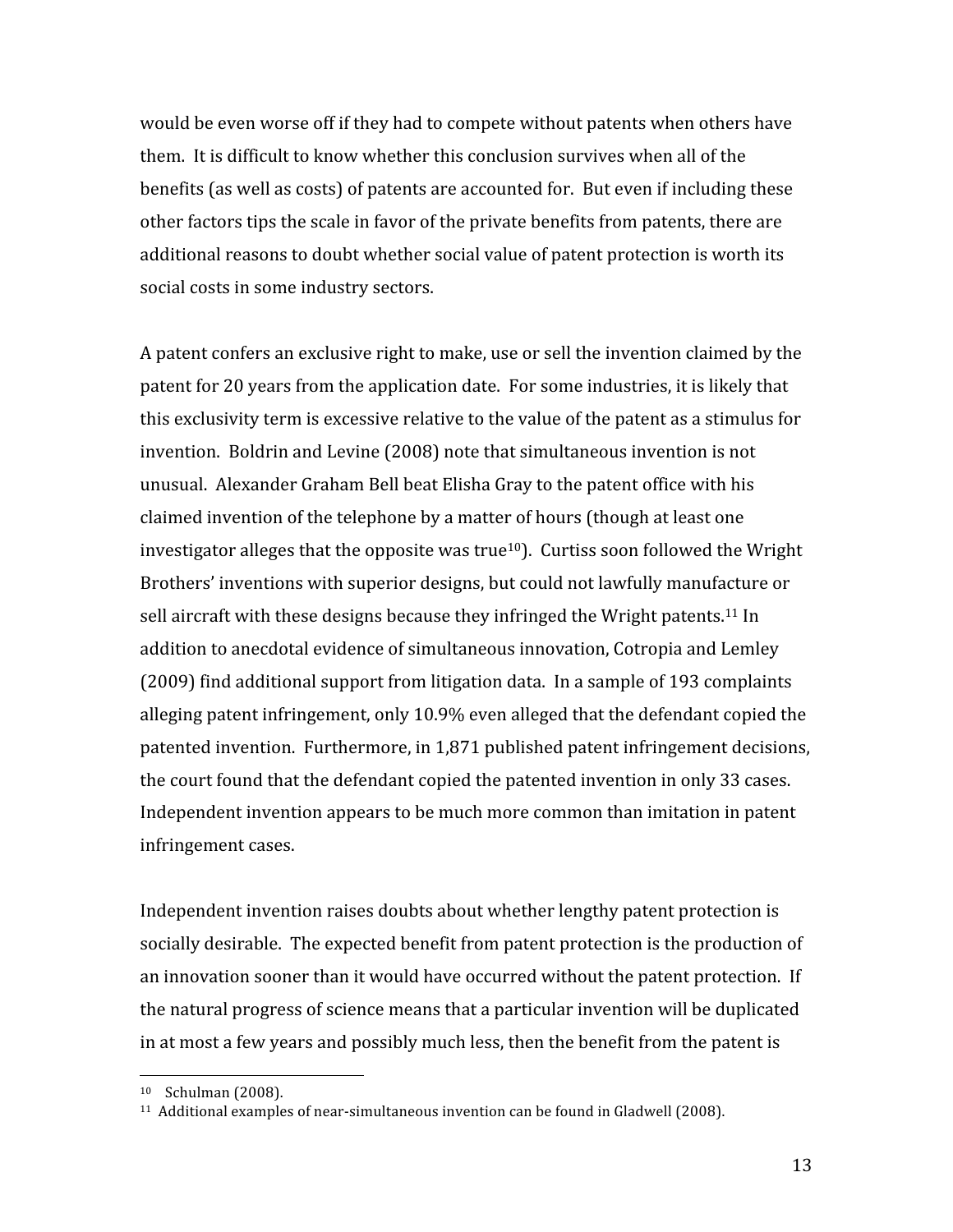would be even worse off if they had to compete without patents when others have them. It is difficult to know whether this conclusion survives when all of the benefits (as well as costs) of patents are accounted for. But even if including these other factors tips the scale in favor of the private benefits from patents, there are additional reasons to doubt whether social value of patent protection is worth its social costs in some industry sectors.

A patent confers an exclusive right to make, use or sell the invention claimed by the patent for 20 years from the application date. For some industries, it is likely that this exclusivity term is excessive relative to the value of the patent as a stimulus for invention. Boldrin and Levine (2008) note that simultaneous invention is not unusual. Alexander Graham Bell beat Elisha Gray to the patent office with his claimed invention of the telephone by a matter of hours (though at least one investigator alleges that the opposite was true[10]). Curtiss soon followed the Wright Brothers' inventions with superior designs, but could not lawfully manufacture or sell aircraft with these designs because they infringed the Wright patents.[11] In addition to anecdotal evidence of simultaneous innovation, Cotropia and Lemley (2009) find additional support from litigation data. In a sample of 193 complaints alleging patent infringement, only 10.9% even alleged that the defendant copied the patented invention. Furthermore, in 1,871 published patent infringement decisions, the court found that the defendant copied the patented invention in only 33 cases. Independent invention appears to be much more common than imitation in patent infringement cases.

Independent invention raises doubts about whether lengthy patent protection is socially desirable. The expected benefit from patent protection is the production of an innovation sooner than it would have occurred without the patent protection. If the natural progress of science means that a particular invention will be duplicated in at most a few years and possibly much less, then the benefit from the patent is

---

[10] Schulman (2008).

[11] Additional examples of near-simultaneous invention can be found in Gladwell (2008).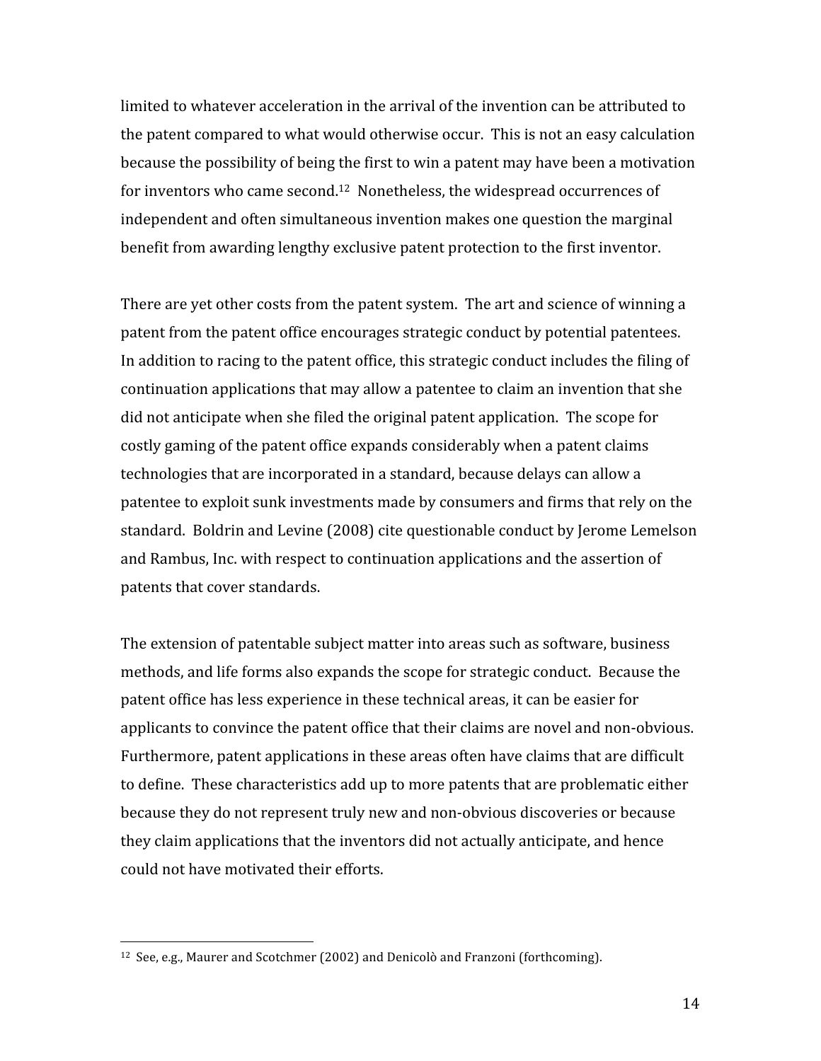limited to whatever acceleration in the arrival of the invention can be attributed to the patent compared to what would otherwise occur. This is not an easy calculation because the possibility of being the first to win a patent may have been a motivation for inventors who came second.[12] Nonetheless, the widespread occurrences of independent and often simultaneous invention makes one question the marginal benefit from awarding lengthy exclusive patent protection to the first inventor.

There are yet other costs from the patent system. The art and science of winning a patent from the patent office encourages strategic conduct by potential patentees. In addition to racing to the patent office, this strategic conduct includes the filing of continuation applications that may allow a patentee to claim an invention that she did not anticipate when she filed the original patent application. The scope for costly gaming of the patent office expands considerably when a patent claims technologies that are incorporated in a standard, because delays can allow a patentee to exploit sunk investments made by consumers and firms that rely on the standard. Boldrin and Levine (2008) cite questionable conduct by Jerome Lemelson and Rambus, Inc. with respect to continuation applications and the assertion of patents that cover standards.

The extension of patentable subject matter into areas such as software, business methods, and life forms also expands the scope for strategic conduct. Because the patent office has less experience in these technical areas, it can be easier for applicants to convince the patent office that their claims are novel and non-obvious. Furthermore, patent applications in these areas often have claims that are difficult to define. These characteristics add up to more patents that are problematic either because they do not represent truly new and non-obvious discoveries or because they claim applications that the inventors did not actually anticipate, and hence could not have motivated their efforts.

---

[12] See, e.g., Maurer and Scotchmer (2002) and Denicolò and Franzoni (forthcoming).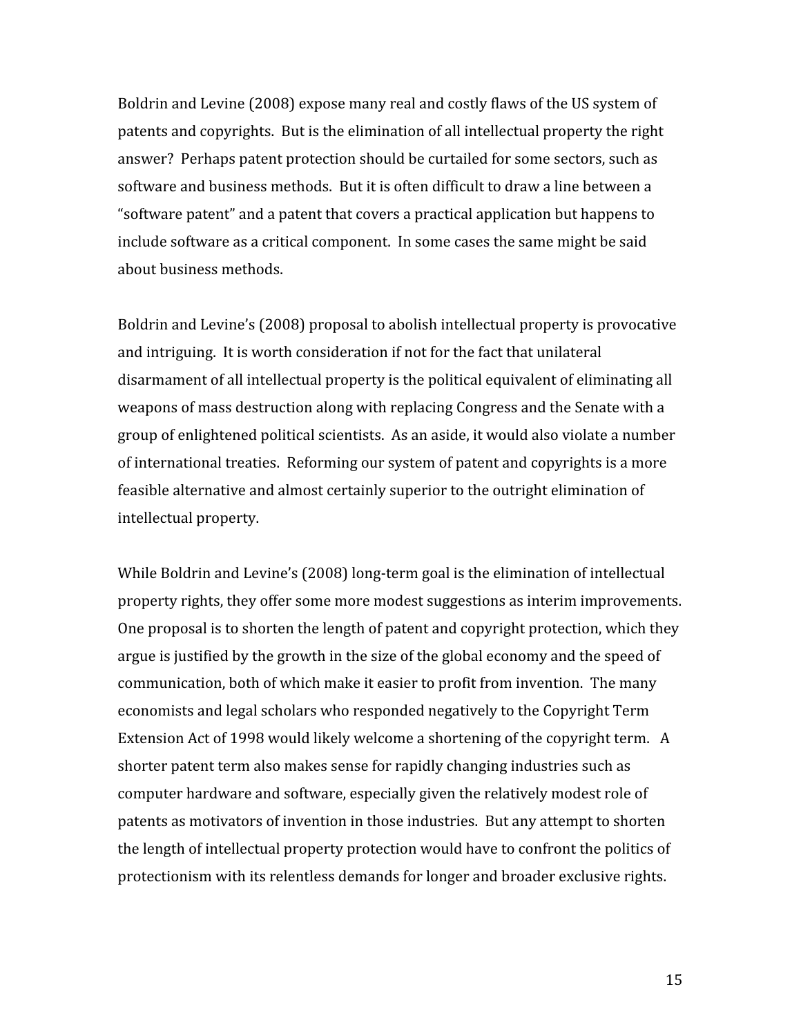Boldrin and Levine (2008) expose many real and costly flaws of the US system of patents and copyrights. But is the elimination of all intellectual property the right answer? Perhaps patent protection should be curtailed for some sectors, such as software and business methods. But it is often difficult to draw a line between a "software patent" and a patent that covers a practical application but happens to include software as a critical component. In some cases the same might be said about business methods.

Boldrin and Levine's (2008) proposal to abolish intellectual property is provocative and intriguing. It is worth consideration if not for the fact that unilateral disarmament of all intellectual property is the political equivalent of eliminating all weapons of mass destruction along with replacing Congress and the Senate with a group of enlightened political scientists. As an aside, it would also violate a number of international treaties. Reforming our system of patent and copyrights is a more feasible alternative and almost certainly superior to the outright elimination of intellectual property.

While Boldrin and Levine's (2008) long-term goal is the elimination of intellectual property rights, they offer some more modest suggestions as interim improvements. One proposal is to shorten the length of patent and copyright protection, which they argue is justified by the growth in the size of the global economy and the speed of communication, both of which make it easier to profit from invention. The many economists and legal scholars who responded negatively to the Copyright Term Extension Act of 1998 would likely welcome a shortening of the copyright term. A shorter patent term also makes sense for rapidly changing industries such as computer hardware and software, especially given the relatively modest role of patents as motivators of invention in those industries. But any attempt to shorten the length of intellectual property protection would have to confront the politics of protectionism with its relentless demands for longer and broader exclusive rights.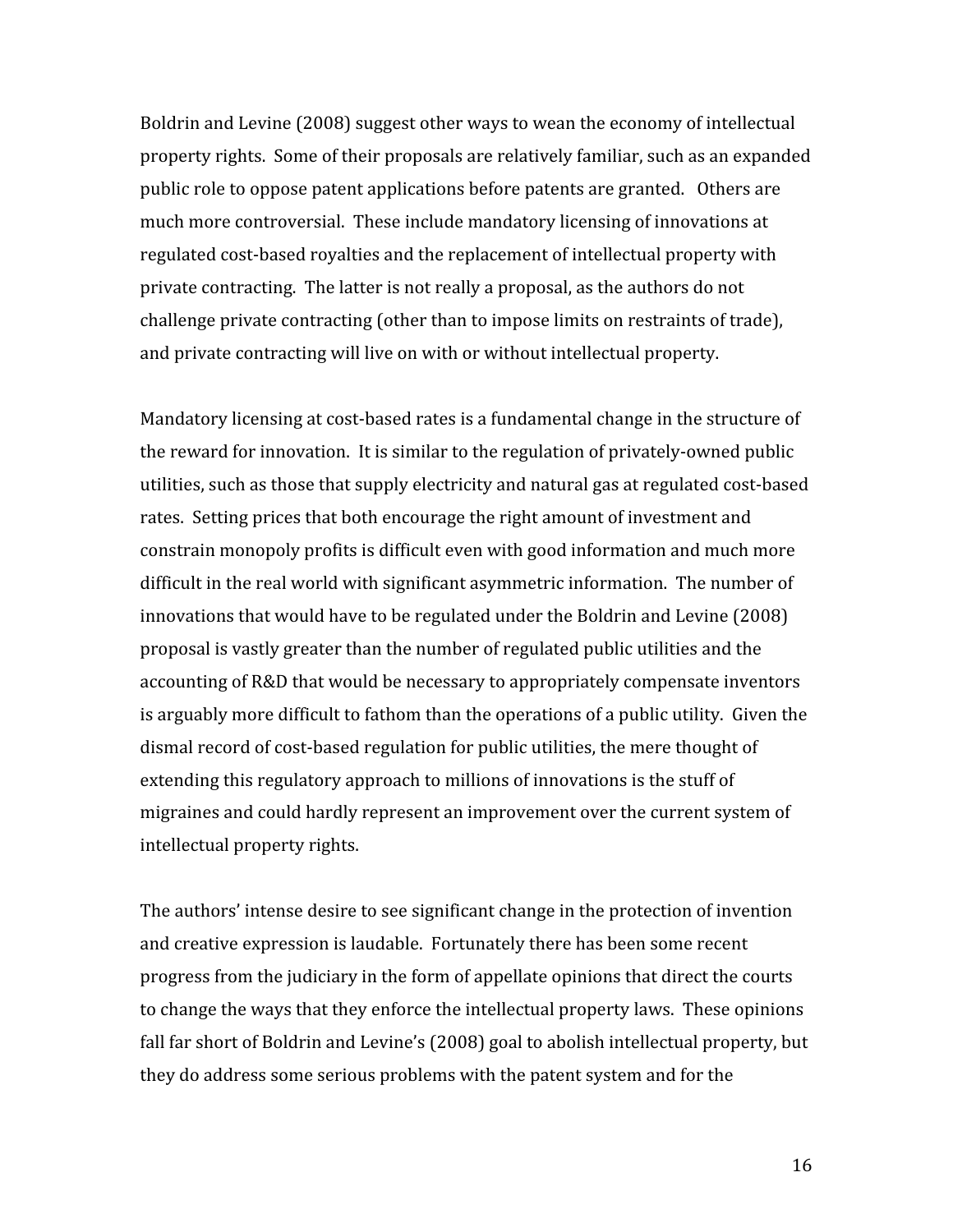Boldrin and Levine (2008) suggest other ways to wean the economy of intellectual property rights. Some of their proposals are relatively familiar, such as an expanded public role to oppose patent applications before patents are granted. Others are much more controversial. These include mandatory licensing of innovations at regulated cost-based royalties and the replacement of intellectual property with private contracting. The latter is not really a proposal, as the authors do not challenge private contracting (other than to impose limits on restraints of trade), and private contracting will live on with or without intellectual property.

Mandatory licensing at cost-based rates is a fundamental change in the structure of the reward for innovation. It is similar to the regulation of privately-owned public utilities, such as those that supply electricity and natural gas at regulated cost-based rates. Setting prices that both encourage the right amount of investment and constrain monopoly profits is difficult even with good information and much more difficult in the real world with significant asymmetric information. The number of innovations that would have to be regulated under the Boldrin and Levine (2008) proposal is vastly greater than the number of regulated public utilities and the accounting of R&D that would be necessary to appropriately compensate inventors is arguably more difficult to fathom than the operations of a public utility. Given the dismal record of cost-based regulation for public utilities, the mere thought of extending this regulatory approach to millions of innovations is the stuff of migraines and could hardly represent an improvement over the current system of intellectual property rights.

The authors' intense desire to see significant change in the protection of invention and creative expression is laudable. Fortunately there has been some recent progress from the judiciary in the form of appellate opinions that direct the courts to change the ways that they enforce the intellectual property laws. These opinions fall far short of Boldrin and Levine's (2008) goal to abolish intellectual property, but they do address some serious problems with the patent system and for the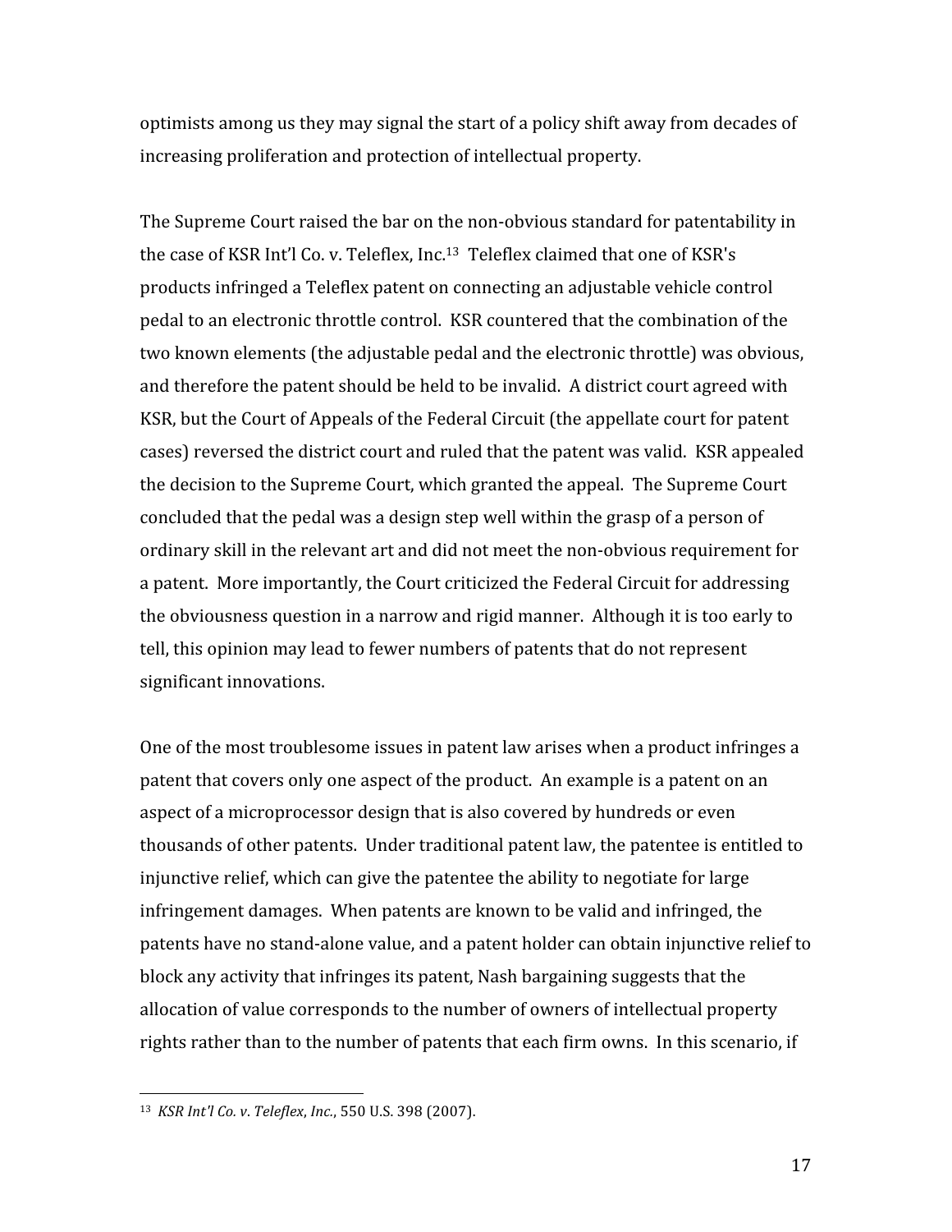optimists among us they may signal the start of a policy shift away from decades of increasing proliferation and protection of intellectual property.

The Supreme Court raised the bar on the non-obvious standard for patentability in the case of KSR Int'l Co. v. Teleflex, Inc.[13] Teleflex claimed that one of KSR's products infringed a Teleflex patent on connecting an adjustable vehicle control pedal to an electronic throttle control. KSR countered that the combination of the two known elements (the adjustable pedal and the electronic throttle) was obvious, and therefore the patent should be held to be invalid. A district court agreed with KSR, but the Court of Appeals of the Federal Circuit (the appellate court for patent cases) reversed the district court and ruled that the patent was valid. KSR appealed the decision to the Supreme Court, which granted the appeal. The Supreme Court concluded that the pedal was a design step well within the grasp of a person of ordinary skill in the relevant art and did not meet the non-obvious requirement for a patent. More importantly, the Court criticized the Federal Circuit for addressing the obviousness question in a narrow and rigid manner. Although it is too early to tell, this opinion may lead to fewer numbers of patents that do not represent significant innovations.

One of the most troublesome issues in patent law arises when a product infringes a patent that covers only one aspect of the product. An example is a patent on an aspect of a microprocessor design that is also covered by hundreds or even thousands of other patents. Under traditional patent law, the patentee is entitled to injunctive relief, which can give the patentee the ability to negotiate for large infringement damages. When patents are known to be valid and infringed, the patents have no stand-alone value, and a patent holder can obtain injunctive relief to block any activity that infringes its patent, Nash bargaining suggests that the allocation of value corresponds to the number of owners of intellectual property rights rather than to the number of patents that each firm owns. In this scenario, if

[13] *KSR Int'l Co. v. Teleflex, Inc.*, 550 U.S. 398 (2007).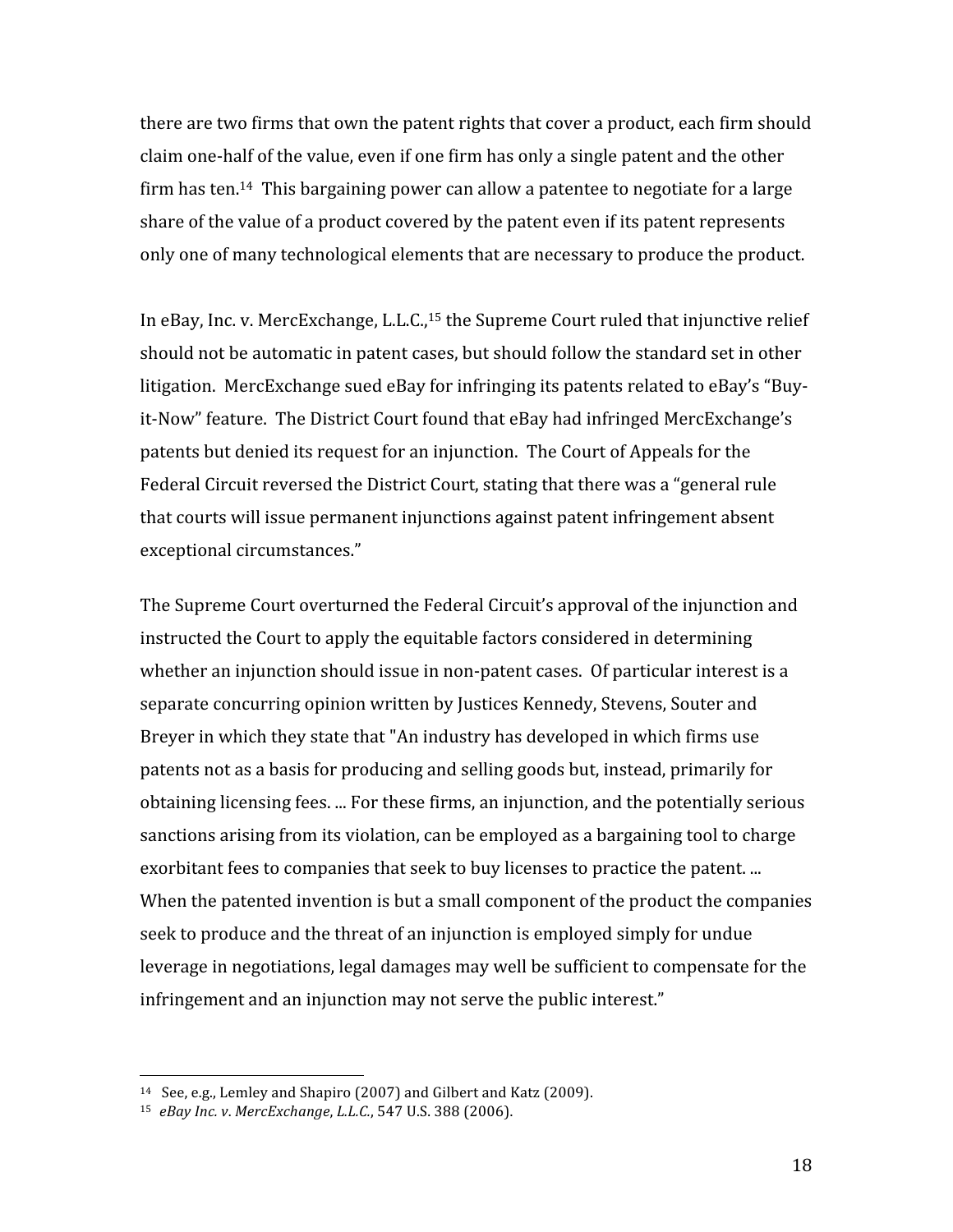there are two firms that own the patent rights that cover a product, each firm should claim one-half of the value, even if one firm has only a single patent and the other firm has ten.[14] This bargaining power can allow a patentee to negotiate for a large share of the value of a product covered by the patent even if its patent represents only one of many technological elements that are necessary to produce the product.

In eBay, Inc. v. MercExchange, L.L.C.,[15] the Supreme Court ruled that injunctive relief should not be automatic in patent cases, but should follow the standard set in other litigation. MercExchange sued eBay for infringing its patents related to eBay's "Buy-it-Now" feature. The District Court found that eBay had infringed MercExchange's patents but denied its request for an injunction. The Court of Appeals for the Federal Circuit reversed the District Court, stating that there was a "general rule that courts will issue permanent injunctions against patent infringement absent exceptional circumstances."

The Supreme Court overturned the Federal Circuit's approval of the injunction and instructed the Court to apply the equitable factors considered in determining whether an injunction should issue in non-patent cases. Of particular interest is a separate concurring opinion written by Justices Kennedy, Stevens, Souter and Breyer in which they state that "An industry has developed in which firms use patents not as a basis for producing and selling goods but, instead, primarily for obtaining licensing fees. ... For these firms, an injunction, and the potentially serious sanctions arising from its violation, can be employed as a bargaining tool to charge exorbitant fees to companies that seek to buy licenses to practice the patent. ... When the patented invention is but a small component of the product the companies seek to produce and the threat of an injunction is employed simply for undue leverage in negotiations, legal damages may well be sufficient to compensate for the infringement and an injunction may not serve the public interest."

---

[14] See, e.g., Lemley and Shapiro (2007) and Gilbert and Katz (2009).

[15] *eBay Inc. v. MercExchange, L.L.C.*, 547 U.S. 388 (2006).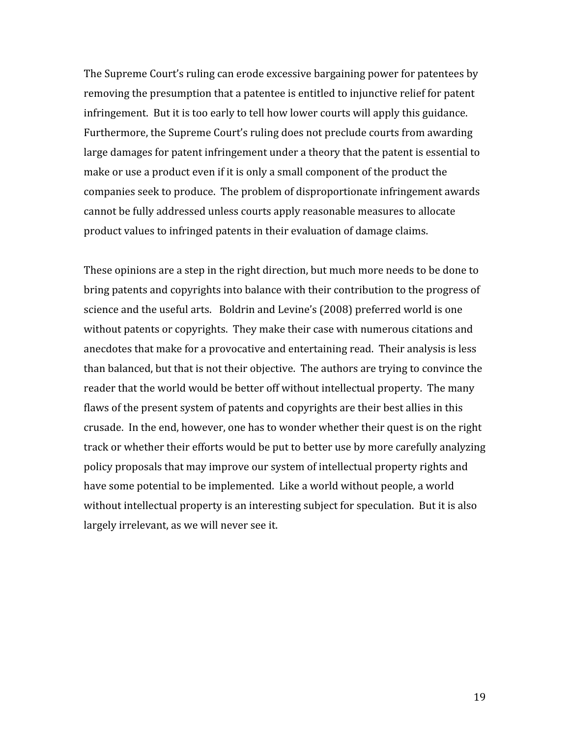The Supreme Court's ruling can erode excessive bargaining power for patentees by removing the presumption that a patentee is entitled to injunctive relief for patent infringement. But it is too early to tell how lower courts will apply this guidance. Furthermore, the Supreme Court's ruling does not preclude courts from awarding large damages for patent infringement under a theory that the patent is essential to make or use a product even if it is only a small component of the product the companies seek to produce. The problem of disproportionate infringement awards cannot be fully addressed unless courts apply reasonable measures to allocate product values to infringed patents in their evaluation of damage claims.

These opinions are a step in the right direction, but much more needs to be done to bring patents and copyrights into balance with their contribution to the progress of science and the useful arts. Boldrin and Levine's (2008) preferred world is one without patents or copyrights. They make their case with numerous citations and anecdotes that make for a provocative and entertaining read. Their analysis is less than balanced, but that is not their objective. The authors are trying to convince the reader that the world would be better off without intellectual property. The many flaws of the present system of patents and copyrights are their best allies in this crusade. In the end, however, one has to wonder whether their quest is on the right track or whether their efforts would be put to better use by more carefully analyzing policy proposals that may improve our system of intellectual property rights and have some potential to be implemented. Like a world without people, a world without intellectual property is an interesting subject for speculation. But it is also largely irrelevant, as we will never see it.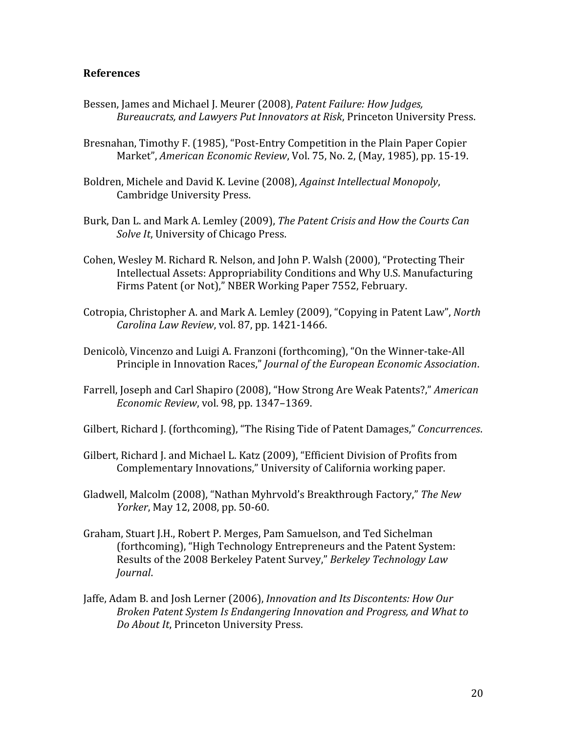## References

Bessen, James and Michael J. Meurer (2008), *Patent Failure: How Judges, Bureaucrats, and Lawyers Put Innovators at Risk*, Princeton University Press.

Bresnahan, Timothy F. (1985), "Post-Entry Competition in the Plain Paper Copier Market", *American Economic Review*, Vol. 75, No. 2, (May, 1985), pp. 15-19.

Boldren, Michele and David K. Levine (2008), *Against Intellectual Monopoly*, Cambridge University Press.

Burk, Dan L. and Mark A. Lemley (2009), *The Patent Crisis and How the Courts Can Solve It*, University of Chicago Press.

Cohen, Wesley M. Richard R. Nelson, and John P. Walsh (2000), "Protecting Their Intellectual Assets: Appropriability Conditions and Why U.S. Manufacturing Firms Patent (or Not)," NBER Working Paper 7552, February.

Cotropia, Christopher A. and Mark A. Lemley (2009), "Copying in Patent Law", *North Carolina Law Review*, vol. 87, pp. 1421-1466.

Denicolò, Vincenzo and Luigi A. Franzoni (forthcoming), "On the Winner-take-All Principle in Innovation Races," *Journal of the European Economic Association*.

Farrell, Joseph and Carl Shapiro (2008), "How Strong Are Weak Patents?," *American Economic Review*, vol. 98, pp. 1347–1369.

Gilbert, Richard J. (forthcoming), "The Rising Tide of Patent Damages," *Concurrences*.

Gilbert, Richard J. and Michael L. Katz (2009), "Efficient Division of Profits from Complementary Innovations," University of California working paper.

Gladwell, Malcolm (2008), "Nathan Myhrvold's Breakthrough Factory," *The New Yorker*, May 12, 2008, pp. 50-60.

Graham, Stuart J.H., Robert P. Merges, Pam Samuelson, and Ted Sichelman (forthcoming), "High Technology Entrepreneurs and the Patent System: Results of the 2008 Berkeley Patent Survey," *Berkeley Technology Law Journal*.

Jaffe, Adam B. and Josh Lerner (2006), *Innovation and Its Discontents: How Our Broken Patent System Is Endangering Innovation and Progress, and What to Do About It*, Princeton University Press.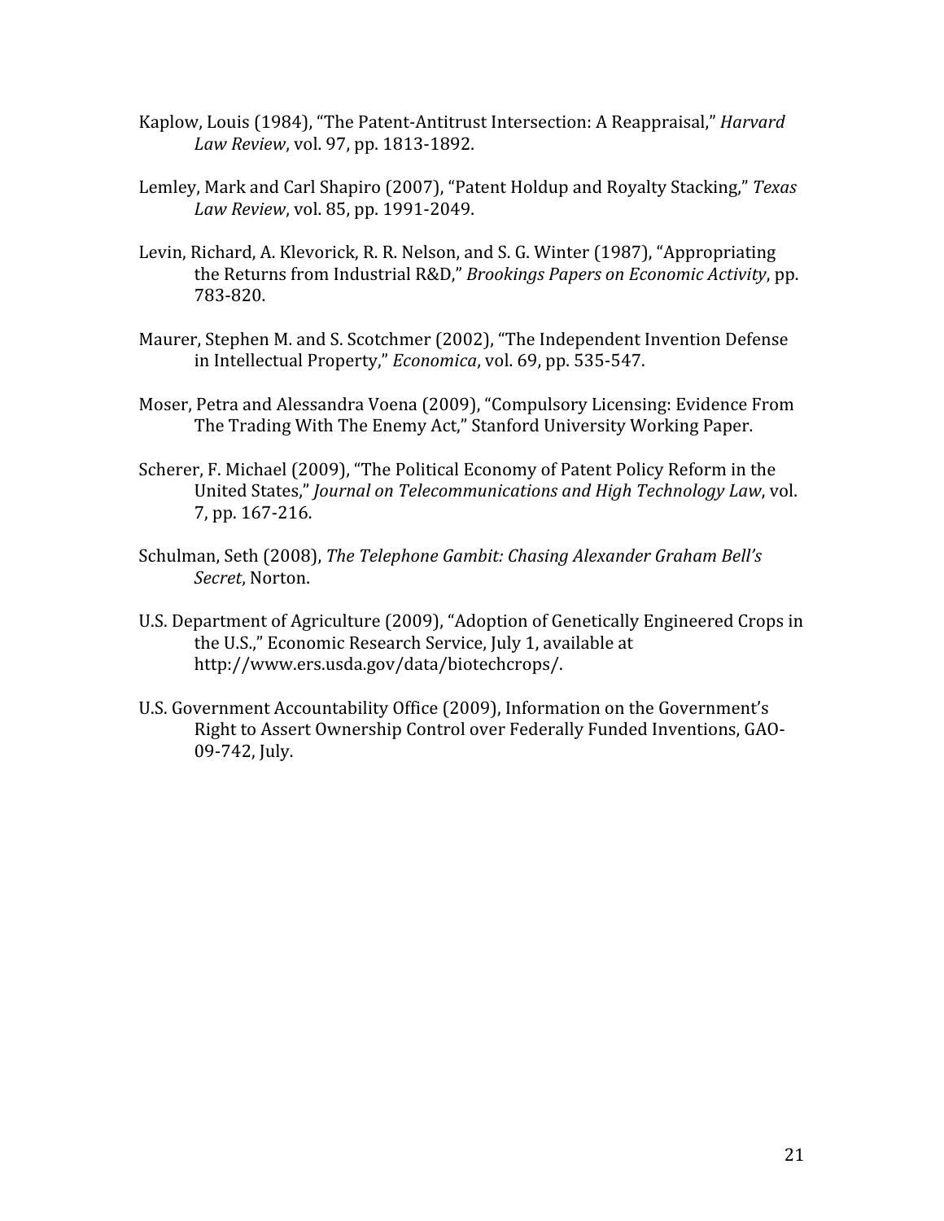Kaplow, Louis (1984), "The Patent-Antitrust Intersection: A Reappraisal," *Harvard Law Review*, vol. 97, pp. 1813-1892.

Lemley, Mark and Carl Shapiro (2007), "Patent Holdup and Royalty Stacking," *Texas Law Review*, vol. 85, pp. 1991-2049.

Levin, Richard, A. Klevorick, R. R. Nelson, and S. G. Winter (1987), "Appropriating the Returns from Industrial R&D," *Brookings Papers on Economic Activity*, pp. 783-820.

Maurer, Stephen M. and S. Scotchmer (2002), "The Independent Invention Defense in Intellectual Property," *Economica*, vol. 69, pp. 535-547.

Moser, Petra and Alessandra Voena (2009), "Compulsory Licensing: Evidence From The Trading With The Enemy Act," Stanford University Working Paper.

Scherer, F. Michael (2009), "The Political Economy of Patent Policy Reform in the United States," *Journal on Telecommunications and High Technology Law*, vol. 7, pp. 167-216.

Schulman, Seth (2008), *The Telephone Gambit: Chasing Alexander Graham Bell's Secret*, Norton.

U.S. Department of Agriculture (2009), "Adoption of Genetically Engineered Crops in the U.S.," Economic Research Service, July 1, available at http://www.ers.usda.gov/data/biotechcrops/.

U.S. Government Accountability Office (2009), Information on the Government's Right to Assert Ownership Control over Federally Funded Inventions, GAO-09-742, July.